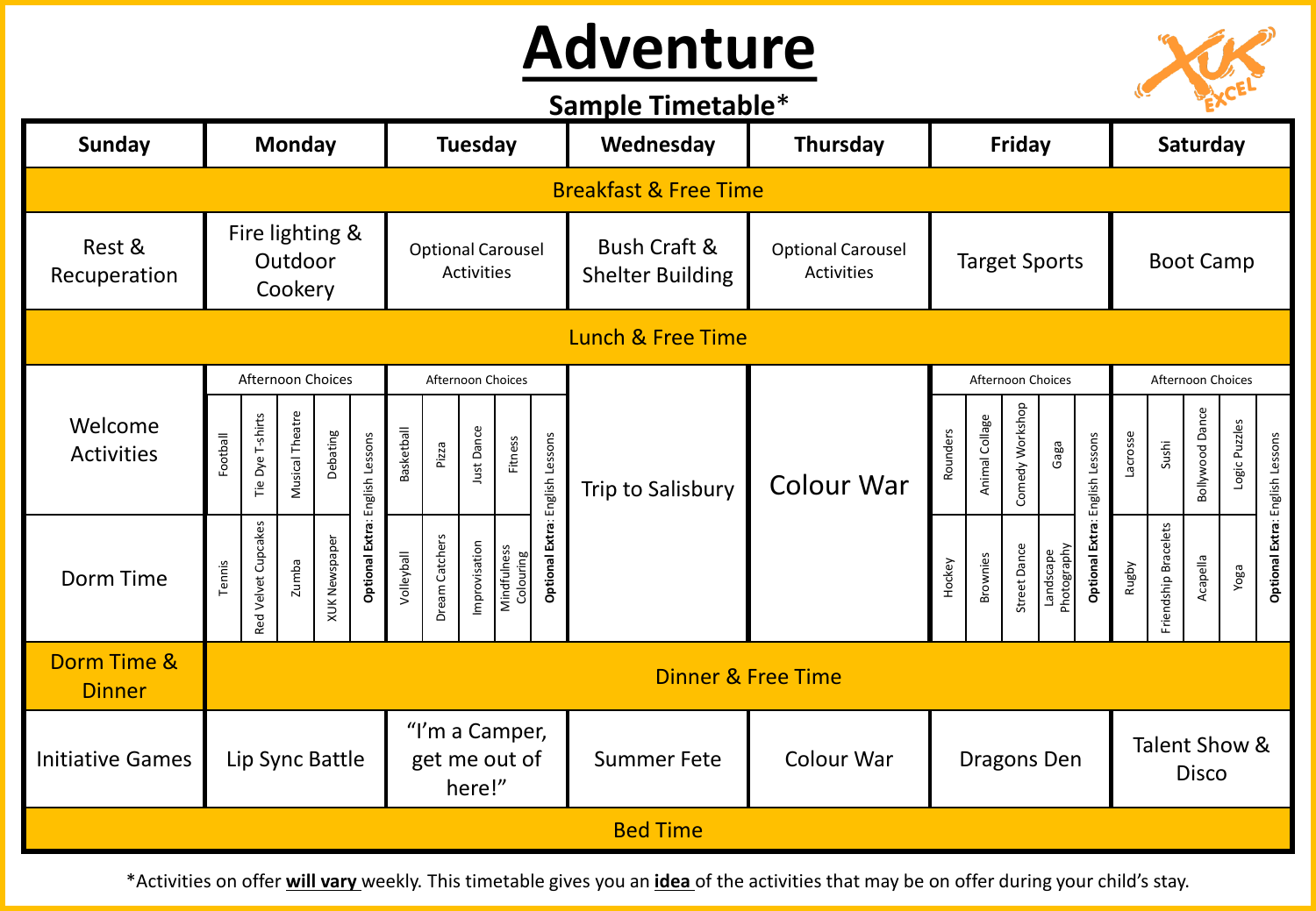# Adventure

**Sample Timetable***

| Sunday | Monday | Tuesday | Wednesday | Thursday | Friday | Saturday |
|---|---|---|---|---|---|---|
| Breakfast & Free Time | | | | | | |
| Rest & Recuperation | Fire lighting & Outdoor Cookery | Optional Carousel Activities | Bush Craft & Shelter Building | Optional Carousel Activities | Target Sports | Boot Camp |
| Lunch & Free Time | | | | | | |
| Welcome Activities | Afternoon Choices: Football, Tie Dye T-shirts, Musical Theatre, Debating, **Optional Extra:** English Lessons | Afternoon Choices: Basketball, Pizza, Just Dance, Fitness, **Optional Extra:** English Lessons | Trip to Salisbury | Colour War | Afternoon Choices: Rounders, Animal Collage, Comedy Workshop, Gaga, **Optional Extra:** English Lessons | Afternoon Choices: Lacrosse, Sushi, Bollywood Dance, Logic Puzzles, **Optional Extra:** English Lessons |
| Dorm Time | Tennis, Red Velvet Cupcakes, Zumba, XUK Newspaper | Volleyball, Dream Catchers, Improvisation, Mindfulness Colouring | | | Hockey, Brownies, Street Dance, Landscape Photography | Rugby, Friendship Bracelets, Acapella, Yoga |
| Dorm Time & Dinner | Dinner & Free Time | | | | | |
| Initiative Games | Lip Sync Battle | "I'm a Camper, get me out of here!" | Summer Fete | Colour War | Dragons Den | Talent Show & Disco |
| Bed Time | | | | | | |

*Activities on offer **will vary** weekly. This timetable gives you an **idea** of the activities that may be on offer during your child's stay.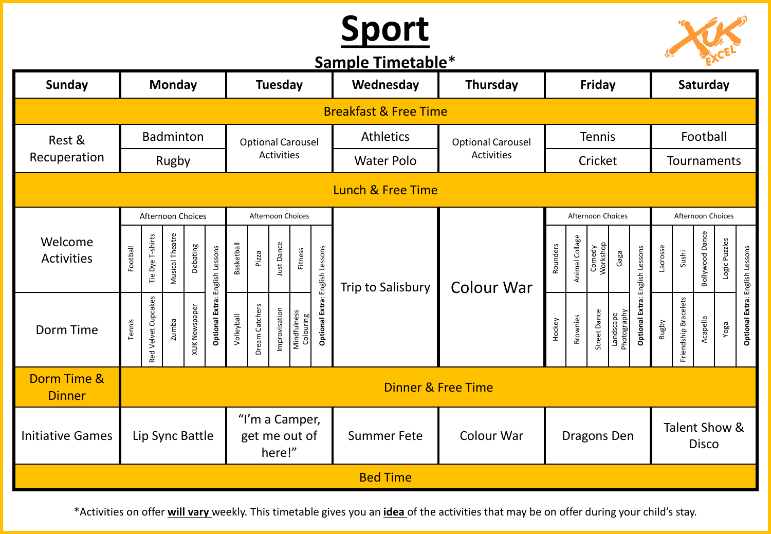# Sport

## Sample Timetable*

| Sunday | Monday | Tuesday | Wednesday | Thursday | Friday | Saturday |
|---|---|---|---|---|---|---|
| Breakfast & Free Time | | | | | | |
| Rest & Recuperation | Badminton<br>Rugby | Optional Carousel Activities | Athletics<br>Water Polo | Optional Carousel Activities | Tennis<br>Cricket | Football<br>Tournaments |
| Lunch & Free Time | | | | | | |
| Welcome Activities | Afternoon Choices: Football, Tie Dye T-shirts, Musical Theatre, Debating, **Optional Extra**: English Lessons | Afternoon Choices: Basketball, Pizza, Just Dance, Fitness, **Optional Extra**: English Lessons | Trip to Salisbury | Colour War | Afternoon Choices: Rounders, Animal Collage, Comedy Workshop, Gaga, **Optional Extra**: English Lessons | Afternoon Choices: Lacrosse, Sushi, Bollywood Dance, Logic Puzzles, **Optional Extra**: English Lessons |
| Dorm Time | Tennis, Red Velvet Cupcakes, Zumba, XUK Newspaper | Volleyball, Dream Catchers, Improvisation, Mindfulness Colouring | | | Hockey, Brownies, Street Dance, Landscape Photography | Rugby, Friendship Bracelets, Acapella, Yoga |
| Dorm Time & Dinner | Dinner & Free Time | | | | | |
| Initiative Games | Lip Sync Battle | "I'm a Camper, get me out of here!" | Summer Fete | Colour War | Dragons Den | Talent Show & Disco |
| Bed Time | | | | | | |

*Activities on offer **will vary** weekly. This timetable gives you an **idea** of the activities that may be on offer during your child's stay.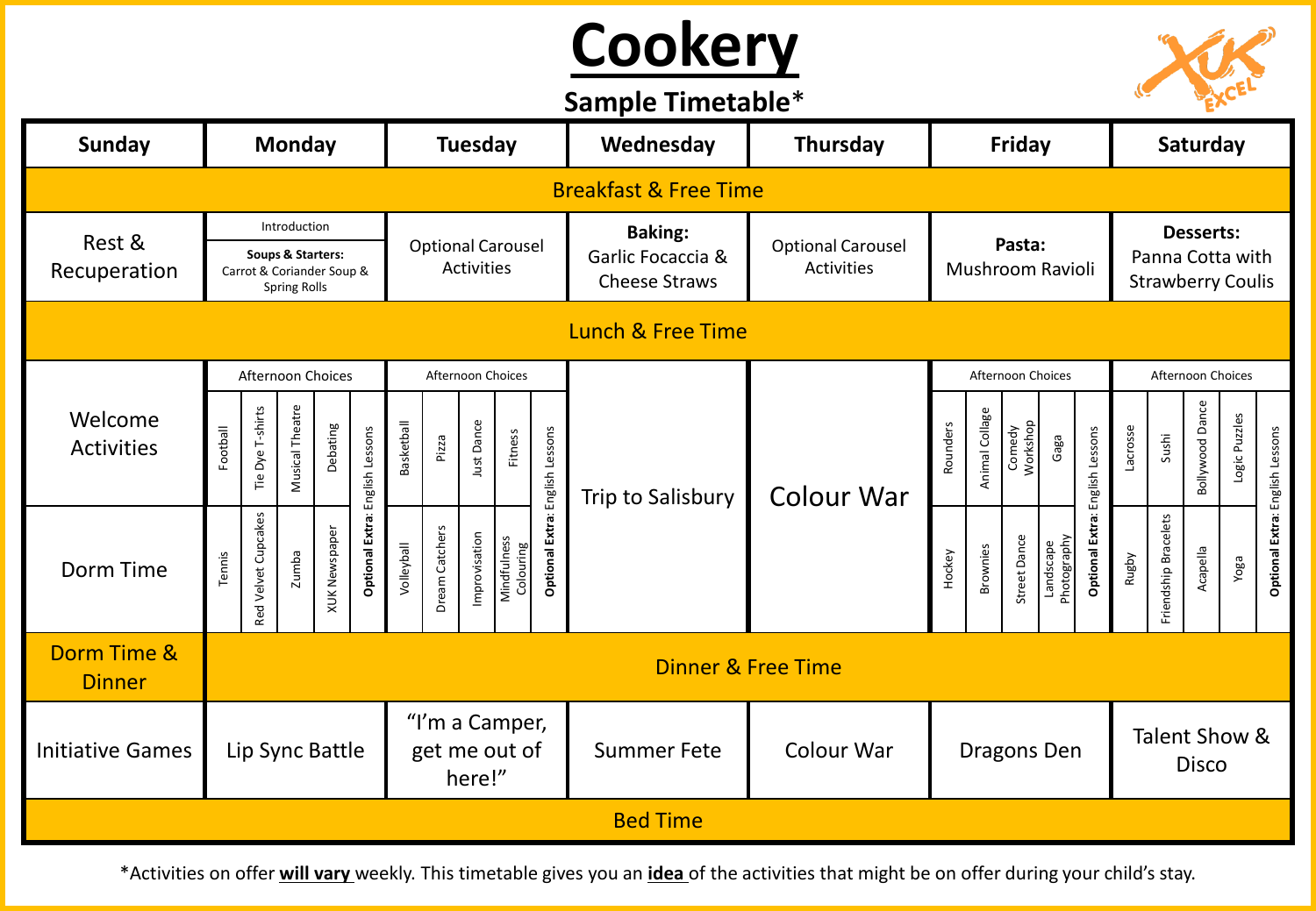# Cookery

## Sample Timetable*

| Sunday | Monday | Tuesday | Wednesday | Thursday | Friday | Saturday |
|---|---|---|---|---|---|---|
| Breakfast & Free Time | | | | | | |
| Rest & Recuperation | Introduction<br>**Soups & Starters:** Carrot & Coriander Soup & Spring Rolls | Optional Carousel Activities | **Baking:** Garlic Focaccia & Cheese Straws | Optional Carousel Activities | **Pasta:** Mushroom Ravioli | **Desserts:** Panna Cotta with Strawberry Coulis |
| Lunch & Free Time | | | | | | |
| Welcome Activities | Afternoon Choices: Football, Tie Dye T-shirts, Musical Theatre, Debating, **Optional Extra:** English Lessons | Afternoon Choices: Basketball, Pizza, Just Dance, Fitness, **Optional Extra:** English Lessons | Trip to Salisbury | Colour War | Afternoon Choices: Rounders, Animal Collage, Comedy Workshop, Gaga, **Optional Extra:** English Lessons | Afternoon Choices: Lacrosse, Sushi, Bollywood Dance, Logic Puzzles, **Optional Extra:** English Lessons |
| Dorm Time | Tennis, Red Velvet Cupcakes, Zumba, XUK Newspaper | Volleyball, Dream Catchers, Improvisation, Mindfulness Colouring | | | Hockey, Brownies, Street Dance, Landscape Photography | Rugby, Friendship Bracelets, Acapella, Yoga |
| Dorm Time & Dinner | Dinner & Free Time | | | | | |
| Initiative Games | Lip Sync Battle | "I'm a Camper, get me out of here!" | Summer Fete | Colour War | Dragons Den | Talent Show & Disco |
| Bed Time | | | | | | |

*Activities on offer **will vary** weekly. This timetable gives you an **idea** of the activities that might be on offer during your child's stay.